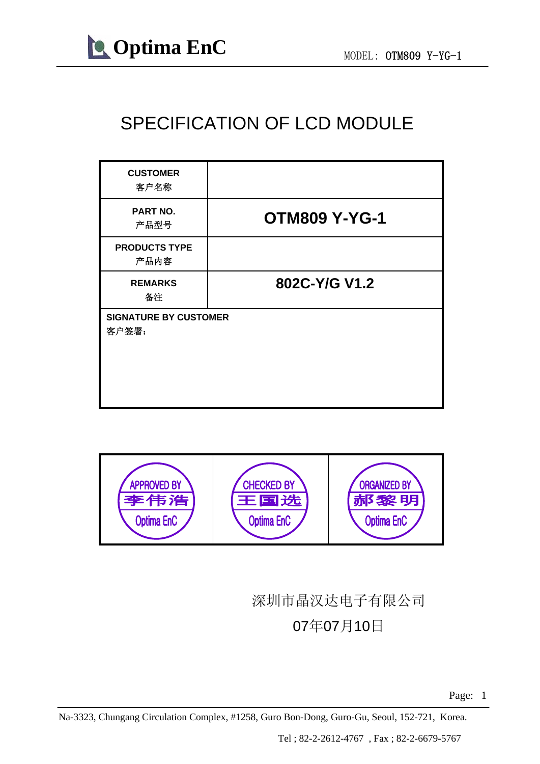# SPECIFICATION OF LCD MODULE

| | |
|---|---|
| **CUSTOMER** 客户名称 | |
| **PART NO.** 产品型号 | **OTM809 Y-YG-1** |
| **PRODUCTS TYPE** 产品内容 | |
| **REMARKS** 备注 | **802C-Y/G V1.2** |
| **SIGNATURE BY CUSTOMER** 客户签署： | |

| APPROVED BY | CHECKED BY | ORGANIZED BY |
|---|---|---|
| 李伟浩 | 王国选 | 郝黎明 |
| Optima EnC | Optima EnC | Optima EnC |

深圳市晶汉达电子有限公司

07年07月10日

Na-3323, Chungang Circulation Complex, #1258, Guro Bon-Dong, Guro-Gu, Seoul, 152-721, Korea.

Tel ; 82-2-2612-4767 , Fax ; 82-2-6679-5767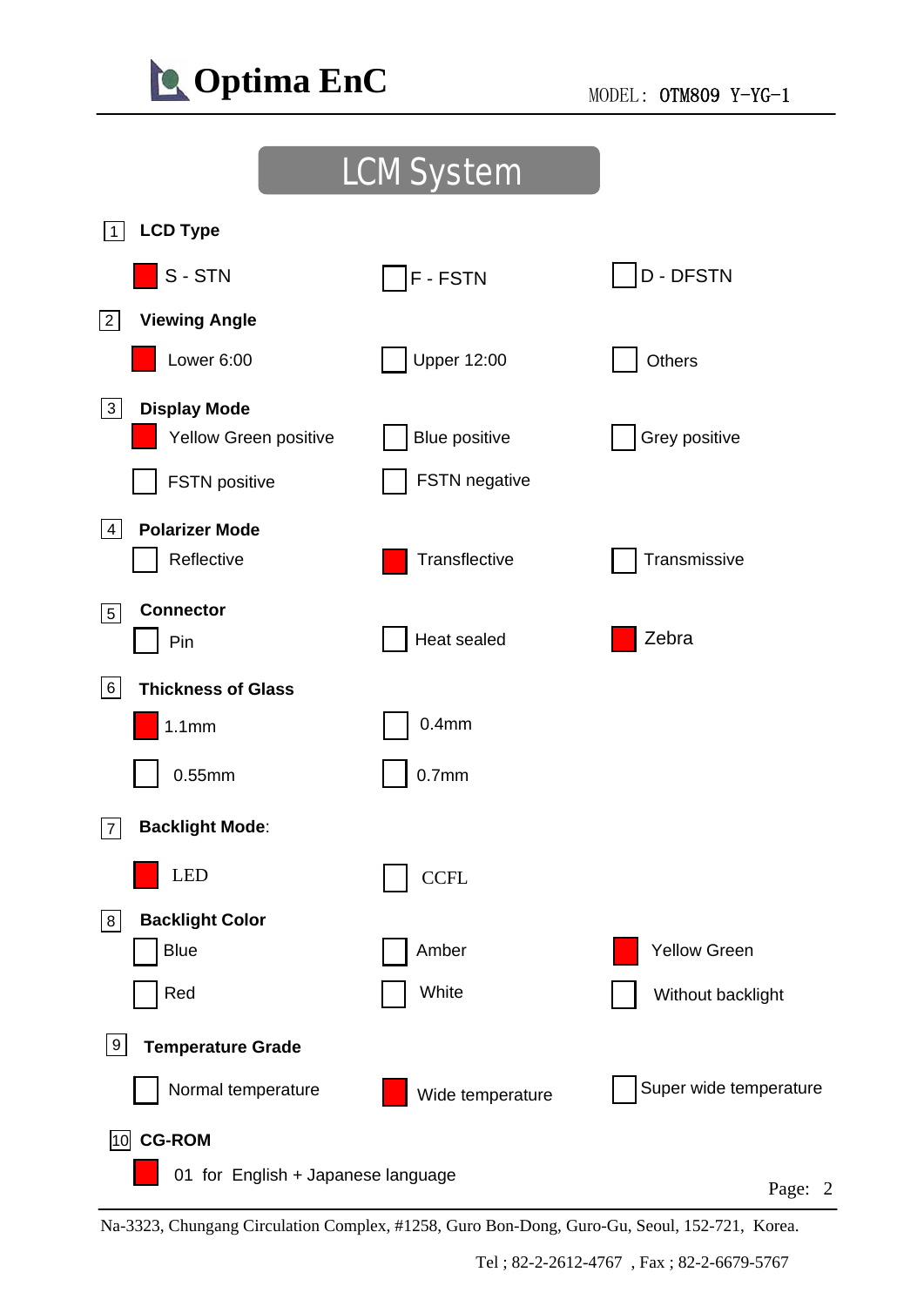# LCM System

**1 LCD Type**

- [x] S - STN
- [ ] F - FSTN
- [ ] D - DFSTN

**2 Viewing Angle**

- [x] Lower 6:00
- [ ] Upper 12:00
- [ ] Others

**3 Display Mode**

- [x] Yellow Green positive
- [ ] Blue positive
- [ ] Grey positive
- [ ] FSTN positive
- [ ] FSTN negative

**4 Polarizer Mode**

- [ ] Reflective
- [x] Transflective
- [ ] Transmissive

**5 Connector**

- [ ] Pin
- [ ] Heat sealed
- [x] Zebra

**6 Thickness of Glass**

- [x] 1.1mm
- [ ] 0.4mm
- [ ] 0.55mm
- [ ] 0.7mm

**7 Backlight Mode**:

- [x] LED
- [ ] CCFL

**8 Backlight Color**

- [ ] Blue
- [ ] Amber
- [x] Yellow Green
- [ ] Red
- [ ] White
- [ ] Without backlight

**9 Temperature Grade**

- [ ] Normal temperature
- [x] Wide temperature
- [ ] Super wide temperature

**10 CG-ROM**

- [x] 01 for English + Japanese language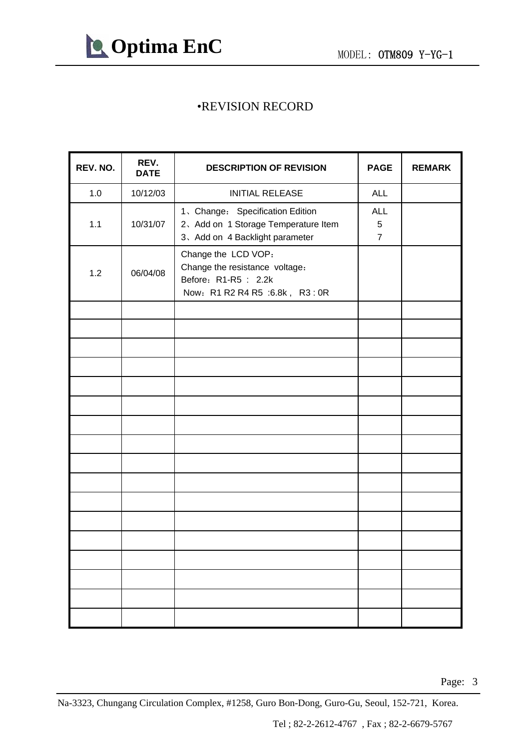# •REVISION RECORD

| REV. NO. | REV. DATE | DESCRIPTION OF REVISION | PAGE | REMARK |
|---|---|---|---|---|
| 1.0 | 10/12/03 | INITIAL RELEASE | ALL | |
| 1.1 | 10/31/07 | 1、Change： Specification Edition<br>2、Add on 1 Storage Temperature Item<br>3、Add on 4 Backlight parameter | ALL<br>5<br>7 | |
| 1.2 | 06/04/08 | Change the LCD VOP：<br>Change the resistance voltage：<br>Before：R1-R5 ： 2.2k<br>Now：R1 R2 R4 R5 :6.8k , R3 : 0R | | |
| | | | | |
| | | | | |
| | | | | |
| | | | | |
| | | | | |
| | | | | |
| | | | | |
| | | | | |
| | | | | |
| | | | | |
| | | | | |
| | | | | |
| | | | | |
| | | | | |
| | | | | |
| | | | | |
| | | | | |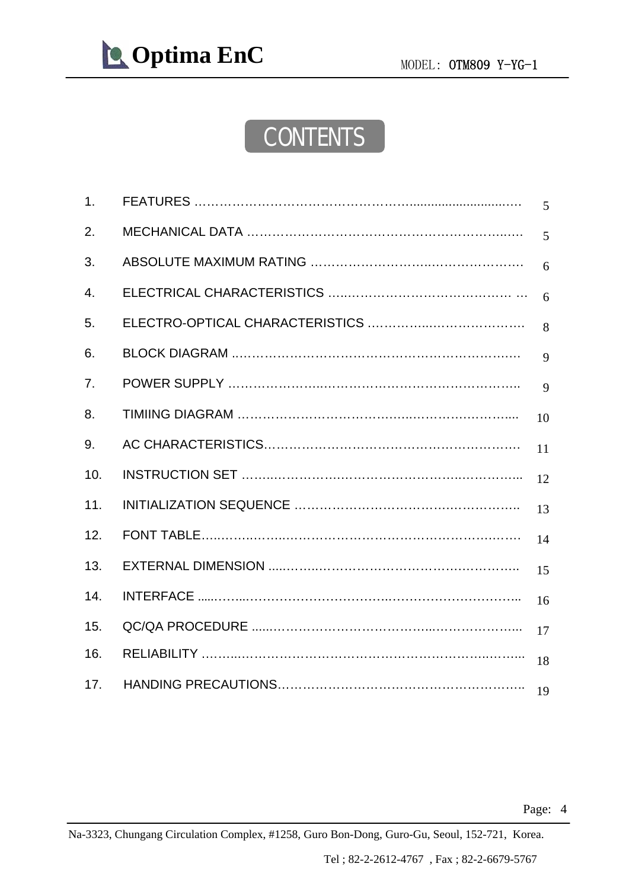# CONTENTS

| | | |
|---|---|---|
| 1. | FEATURES | 5 |
| 2. | MECHANICAL DATA | 5 |
| 3. | ABSOLUTE MAXIMUM RATING | 6 |
| 4. | ELECTRICAL CHARACTERISTICS | 6 |
| 5. | ELECTRO-OPTICAL CHARACTERISTICS | 8 |
| 6. | BLOCK DIAGRAM | 9 |
| 7. | POWER SUPPLY | 9 |
| 8. | TIMIING DIAGRAM | 10 |
| 9. | AC CHARACTERISTICS | 11 |
| 10. | INSTRUCTION SET | 12 |
| 11. | INITIALIZATION SEQUENCE | 13 |
| 12. | FONT TABLE | 14 |
| 13. | EXTERNAL DIMENSION | 15 |
| 14. | INTERFACE | 16 |
| 15. | QC/QA PROCEDURE | 17 |
| 16. | RELIABILITY | 18 |
| 17. | HANDING PRECAUTIONS | 19 |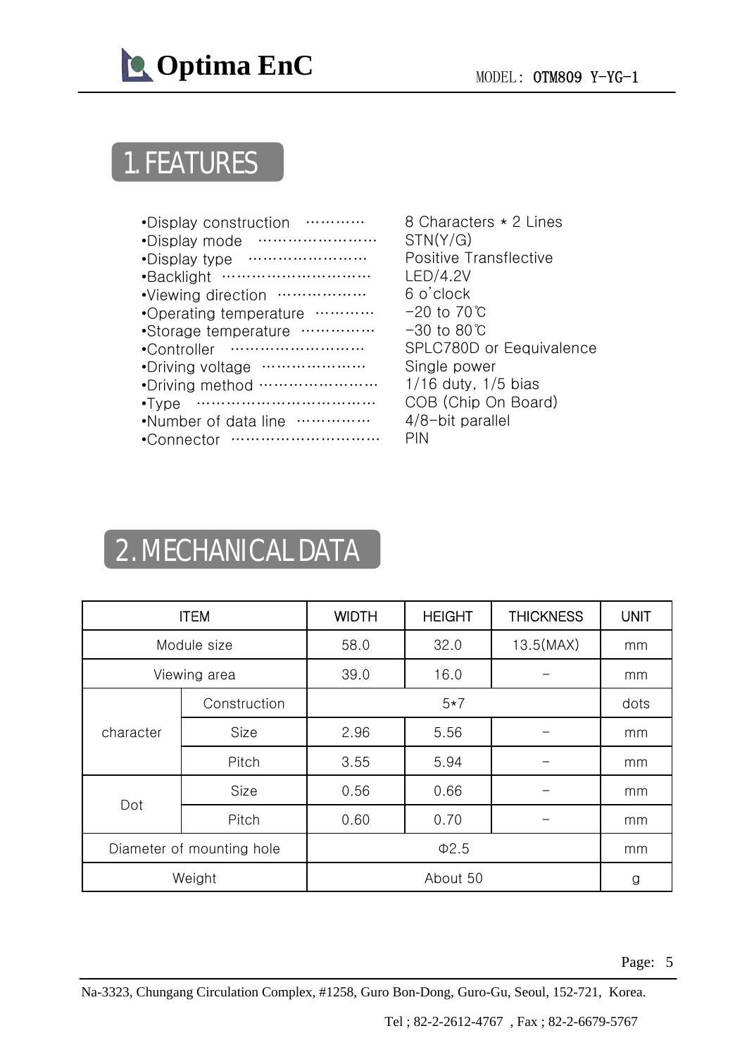# 1. FEATURES

- •Display construction ………… 8 Characters * 2 Lines
- •Display mode …………………… STN(Y/G)
- •Display type …………………… Positive Transflective
- •Backlight ………………………… LED/4.2V
- •Viewing direction ……………… 6 o'clock
- •Operating temperature ………… -20 to 70℃
- •Storage temperature …………… -30 to 80℃
- •Controller ……………………… SPLC780D or Eequivalence
- •Driving voltage ………………… Single power
- •Driving method ………………… 1/16 duty, 1/5 bias
- •Type ……………………………… COB (Chip On Board)
- •Number of data line …………… 4/8-bit parallel
- •Connector ……………………… PIN

# 2. MECHANICAL DATA

| ITEM | | WIDTH | HEIGHT | THICKNESS | UNIT |
|---|---|---|---|---|---|
| Module size | | 58.0 | 32.0 | 13.5(MAX) | mm |
| Viewing area | | 39.0 | 16.0 | - | mm |
| character | Construction | 5*7 | | | dots |
| | Size | 2.96 | 5.56 | - | mm |
| | Pitch | 3.55 | 5.94 | - | mm |
| Dot | Size | 0.56 | 0.66 | - | mm |
| | Pitch | 0.60 | 0.70 | - | mm |
| Diameter of mounting hole | | Φ2.5 | | | mm |
| Weight | | About 50 | | | g |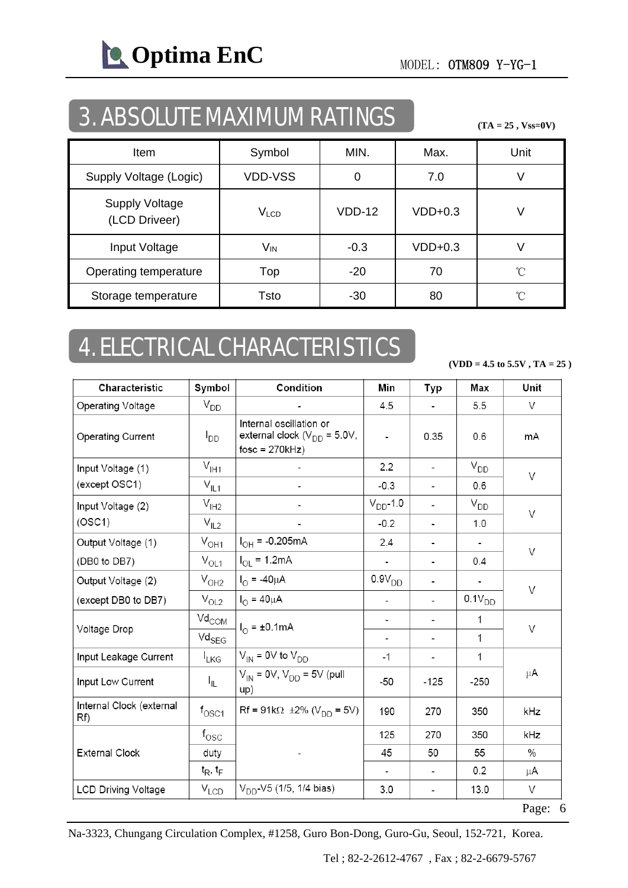## 3. ABSOLUTE MAXIMUM RATINGS

**(TA = 25 , Vss=0V)**

| Item | Symbol | MIN. | Max. | Unit |
|---|---|---|---|---|
| Supply Voltage (Logic) | VDD-VSS | 0 | 7.0 | V |
| Supply Voltage (LCD Driveer) | $V_{LCD}$ | VDD-12 | VDD+0.3 | V |
| Input Voltage | $V_{IN}$ | -0.3 | VDD+0.3 | V |
| Operating temperature | Top | -20 | 70 | ℃ |
| Storage temperature | Tsto | -30 | 80 | ℃ |

## 4. ELECTRICAL CHARACTERISTICS

**(VDD = 4.5 to 5.5V , TA = 25 )**

| Characteristic | Symbol | Condition | Min | Typ | Max | Unit |
|---|---|---|---|---|---|---|
| Operating Voltage | $V_{DD}$ | - | 4.5 | - | 5.5 | V |
| Operating Current | $I_{DD}$ | Internal oscillation or external clock ($V_{DD}$ = 5.0V, fosc = 270kHz) | - | 0.35 | 0.6 | mA |
| Input Voltage (1) (except OSC1) | $V_{IH1}$ | - | 2.2 | - | $V_{DD}$ | V |
| | $V_{IL1}$ | - | -0.3 | - | 0.6 | |
| Input Voltage (2) (OSC1) | $V_{IH2}$ | - | $V_{DD}$-1.0 | - | $V_{DD}$ | V |
| | $V_{IL2}$ | - | -0.2 | - | 1.0 | |
| Output Voltage (1) (DB0 to DB7) | $V_{OH1}$ | $I_{OH}$ = -0.205mA | 2.4 | - | - | V |
| | $V_{OL1}$ | $I_{OL}$ = 1.2mA | - | - | 0.4 | |
| Output Voltage (2) (except DB0 to DB7) | $V_{OH2}$ | $I_O$ = -40μA | 0.9$V_{DD}$ | - | - | V |
| | $V_{OL2}$ | $I_O$ = 40μA | - | - | 0.1$V_{DD}$ | |
| Voltage Drop | $Vd_{COM}$ | $I_O$ = ±0.1mA | - | - | 1 | V |
| | $Vd_{SEG}$ | | - | - | 1 | |
| Input Leakage Current | $I_{LKG}$ | $V_{IN}$ = 0V to $V_{DD}$ | -1 | - | 1 | μA |
| Input Low Current | $I_{IL}$ | $V_{IN}$ = 0V, $V_{DD}$ = 5V (pull up) | -50 | -125 | -250 | |
| Internal Clock (external Rf) | $f_{OSC1}$ | Rf = 91kΩ ±2% ($V_{DD}$ = 5V) | 190 | 270 | 350 | kHz |
| External Clock | $f_{OSC}$ | - | 125 | 270 | 350 | kHz |
| | duty | | 45 | 50 | 55 | % |
| | $t_R$, $t_F$ | | - | - | 0.2 | μA |
| LCD Driving Voltage | $V_{LCD}$ | $V_{DD}$-V5 (1/5, 1/4 bias) | 3.0 | - | 13.0 | V |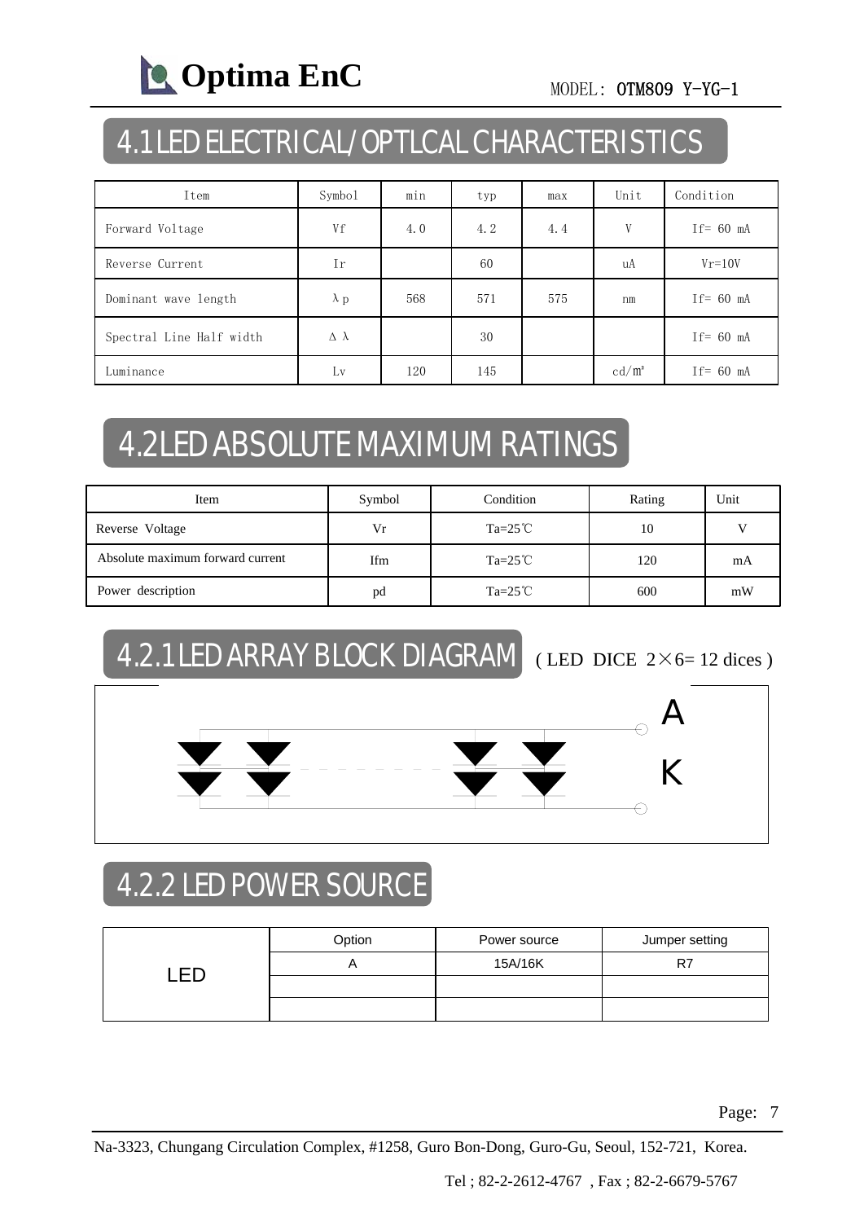# 4.1 LED ELECTRICAL/OPTLCAL CHARACTERISTICS

| Item | Symbol | min | typ | max | Unit | Condition |
|---|---|---|---|---|---|---|
| Forward Voltage | Vf | 4.0 | 4.2 | 4.4 | V | If= 60 mA |
| Reverse Current | Ir | | 60 | | uA | Vr=10V |
| Dominant wave length | λp | 568 | 571 | 575 | nm | If= 60 mA |
| Spectral Line Half width | Δλ | | 30 | | | If= 60 mA |
| Luminance | Lv | 120 | 145 | | cd/m² | If= 60 mA |

# 4.2 LED ABSOLUTE MAXIMUM RATINGS

| Item | Symbol | Condition | Rating | Unit |
|---|---|---|---|---|
| Reverse Voltage | Vr | Ta=25℃ | 10 | V |
| Absolute maximum forward current | Ifm | Ta=25℃ | 120 | mA |
| Power description | pd | Ta=25℃ | 600 | mW |

## 4.2.1 LED ARRAY BLOCK DIAGRAM ( LED DICE 2×6= 12 dices )

A

K

## 4.2.2 LED POWER SOURCE

| | Option | Power source | Jumper setting |
|---|---|---|---|
| LED | A | 15A/16K | R7 |
| | | | |
| | | | |

Na-3323, Chungang Circulation Complex, #1258, Guro Bon-Dong, Guro-Gu, Seoul, 152-721, Korea.

Tel ; 82-2-2612-4767 , Fax ; 82-2-6679-5767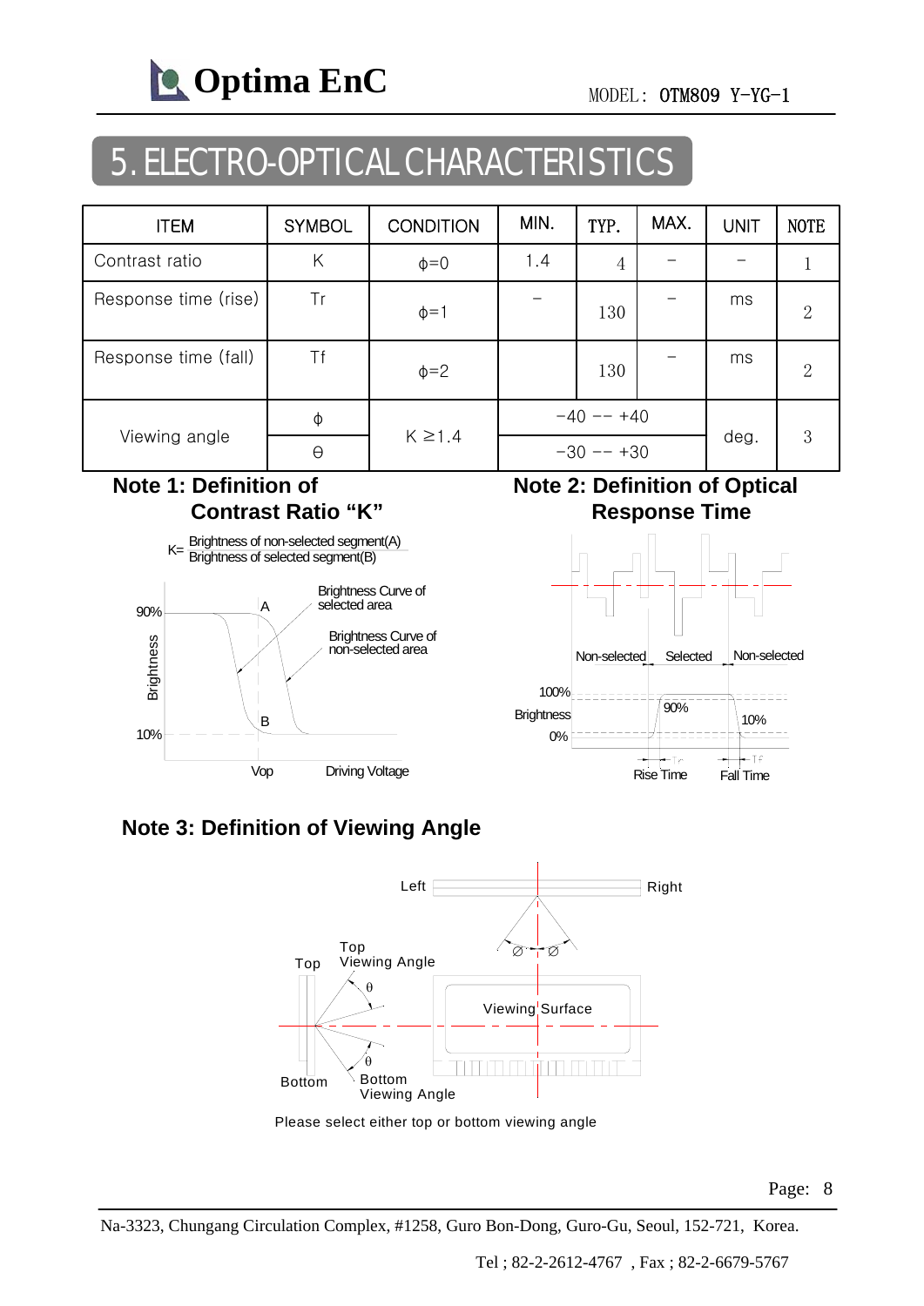# 5. ELECTRO-OPTICAL CHARACTERISTICS

| ITEM | SYMBOL | CONDITION | MIN. | TYP. | MAX. | UNIT | NOTE |
|---|---|---|---|---|---|---|---|
| Contrast ratio | K | ϕ=0 | 1.4 | 4 | − | − | 1 |
| Response time (rise) | Tr | ϕ=1 | − | 130 | − | ms | 2 |
| Response time (fall) | Tf | ϕ=2 | | 130 | − | ms | 2 |
| Viewing angle | ϕ | K ≥1.4 | −40 -- +40 | | | deg. | 3 |
| | Θ | | −30 -- +30 | | | | |

**Note 1: Definition of Contrast Ratio "K"**

$$K = \frac{\text{Brightness of non-selected segment(A)}}{\text{Brightness of selected segment(B)}}$$

Brightness Curve of selected area

Brightness Curve of non-selected area

Brightness: 90%, 10%; A, B; Vop; Driving Voltage

**Note 2: Definition of Optical Response Time**

Non-selected, Selected, Non-selected

Brightness: 100%, 90%, 10%, 0%

Rise Time (Tr), Fall Time (Tf)

**Note 3: Definition of Viewing Angle**

Left, Right, Ø, Ø

Top, Top Viewing Angle, θ

Viewing Surface

Bottom, Bottom Viewing Angle, θ

Please select either top or bottom viewing angle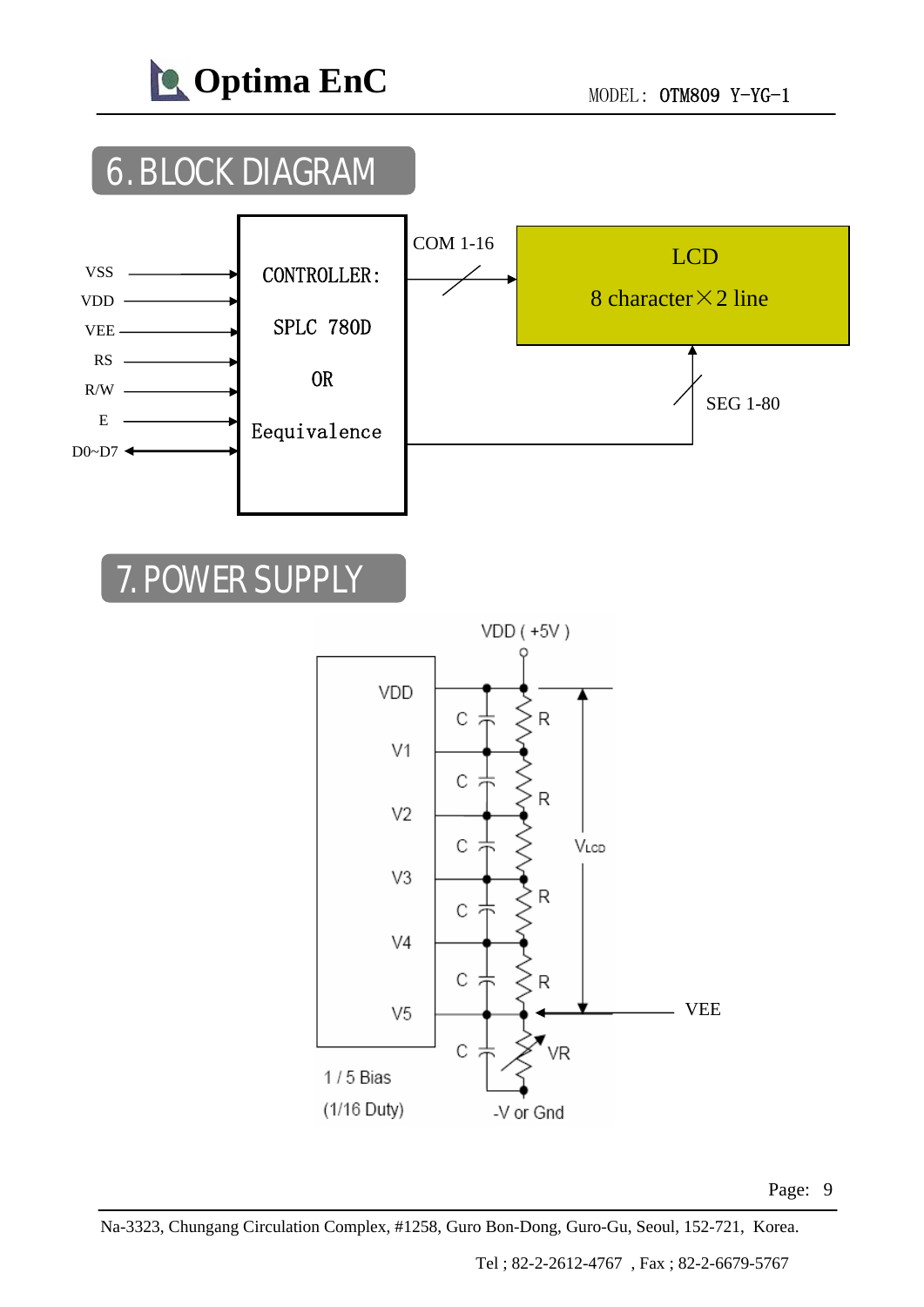## 6. BLOCK DIAGRAM

VSS
VDD
VEE
RS
R/W
E
D0~D7

CONTROLLER:
SPLC 780D
OR
Equivalence

COM 1-16

LCD
8 character×2 line

SEG 1-80

## 7. POWER SUPPLY

VDD ( +5V )

VDD
V1
V2
V3
V4
V5

C R
C R
C
C R
C R
C VR

$V_{LCD}$

VEE

1 / 5 Bias
(1/16 Duty)

-V or Gnd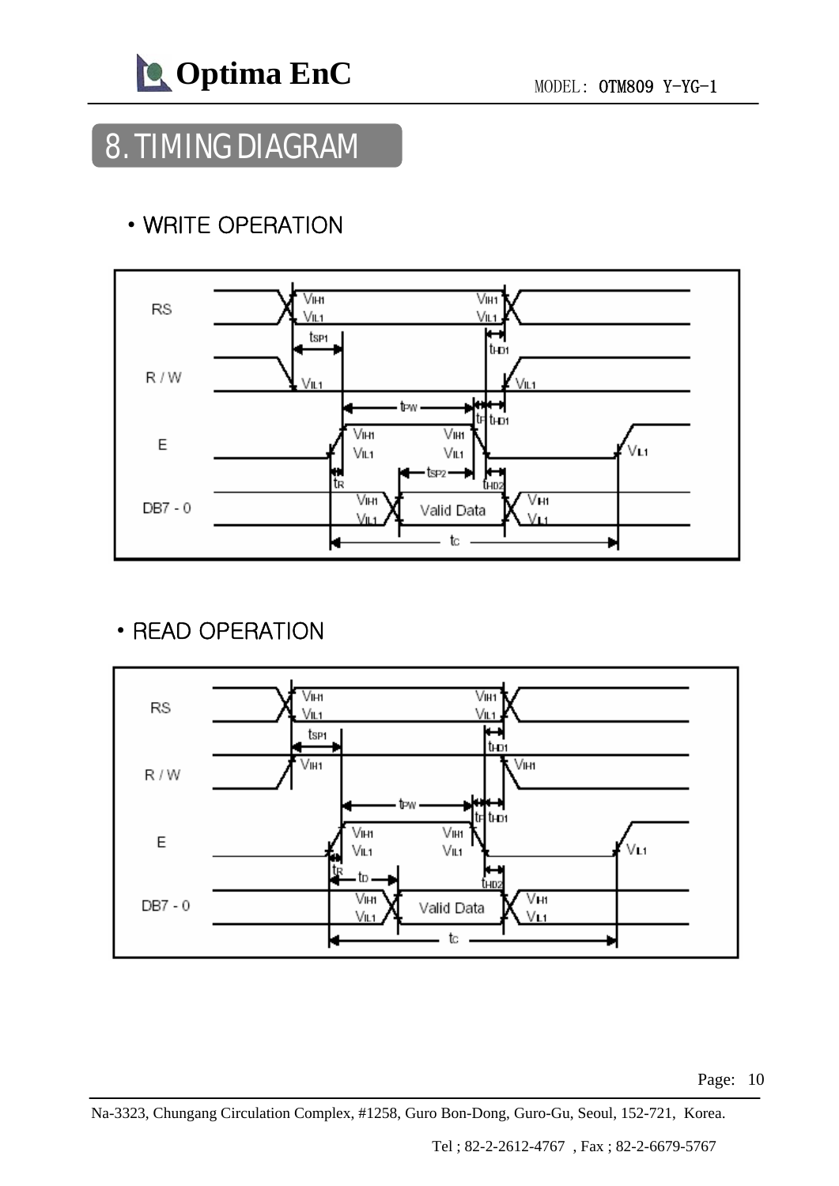# 8. TIMING DIAGRAM

- WRITE OPERATION

- READ OPERATION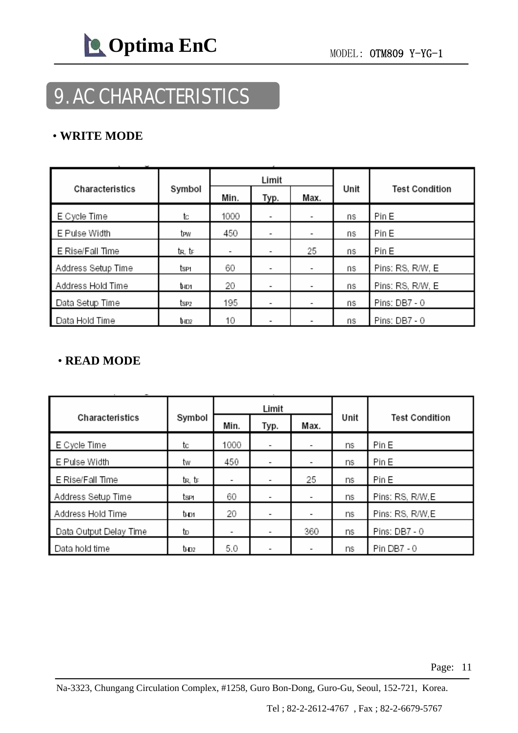## 9. AC CHARACTERISTICS

• **WRITE MODE**

| Characteristics | Symbol | Limit | | | Unit | Test Condition |
|---|---|---|---|---|---|---|
| | | Min. | Typ. | Max. | | |
| E Cycle Time | $t_C$ | 1000 | - | - | ns | Pin E |
| E Pulse Width | $t_{PW}$ | 450 | - | - | ns | Pin E |
| E Rise/Fall Time | $t_R$, $t_F$ | - | - | 25 | ns | Pin E |
| Address Setup Time | $t_{SP1}$ | 60 | - | - | ns | Pins: RS, R/W, E |
| Address Hold Time | $t_{HD1}$ | 20 | - | - | ns | Pins: RS, R/W, E |
| Data Setup Time | $t_{SP2}$ | 195 | - | - | ns | Pins: DB7 - 0 |
| Data Hold Time | $t_{HD2}$ | 10 | - | - | ns | Pins: DB7 - 0 |

• **READ MODE**

| Characteristics | Symbol | Limit | | | Unit | Test Condition |
|---|---|---|---|---|---|---|
| | | Min. | Typ. | Max. | | |
| E Cycle Time | $t_C$ | 1000 | - | - | ns | Pin E |
| E Pulse Width | $t_W$ | 450 | - | - | ns | Pin E |
| E Rise/Fall Time | $t_R$, $t_F$ | - | - | 25 | ns | Pin E |
| Address Setup Time | $t_{SP1}$ | 60 | - | - | ns | Pins: RS, R/W,E |
| Address Hold Time | $t_{HD1}$ | 20 | - | - | ns | Pins: RS, R/W,E |
| Data Output Delay Time | $t_D$ | - | - | 360 | ns | Pins: DB7 - 0 |
| Data hold time | $t_{HD2}$ | 5.0 | - | - | ns | Pin DB7 - 0 |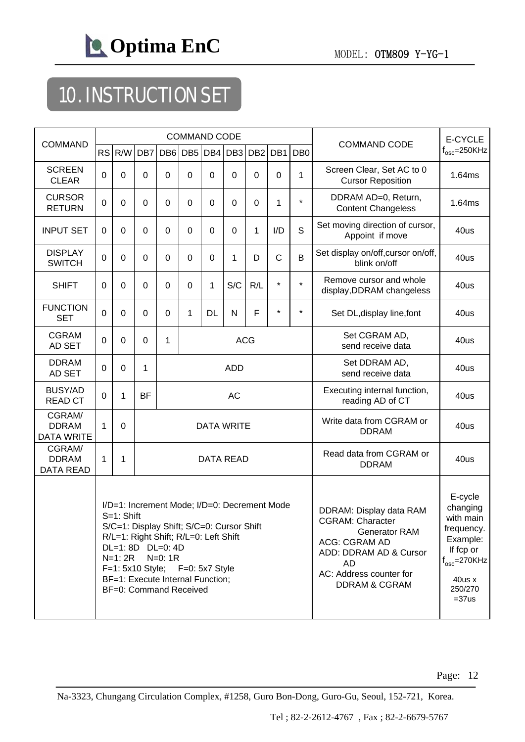# 10. INSTRUCTION SET

| COMMAND | COMMAND CODE | | | | | | | | | | COMMAND CODE | E-CYCLE |
|---|---|---|---|---|---|---|---|---|---|---|---|---|
| | RS | R/W | DB7 | DB6 | DB5 | DB4 | DB3 | DB2 | DB1 | DB0 | | $f_{osc}$=250KHz |
| SCREEN CLEAR | 0 | 0 | 0 | 0 | 0 | 0 | 0 | 0 | 0 | 1 | Screen Clear, Set AC to 0 Cursor Reposition | 1.64ms |
| CURSOR RETURN | 0 | 0 | 0 | 0 | 0 | 0 | 0 | 0 | 1 | * | DDRAM AD=0, Return, Content Changeless | 1.64ms |
| INPUT SET | 0 | 0 | 0 | 0 | 0 | 0 | 0 | 1 | I/D | S | Set moving direction of cursor, Appoint if move | 40us |
| DISPLAY SWITCH | 0 | 0 | 0 | 0 | 0 | 0 | 1 | D | C | B | Set display on/off,cursor on/off, blink on/off | 40us |
| SHIFT | 0 | 0 | 0 | 0 | 0 | 1 | S/C | R/L | * | * | Remove cursor and whole display,DDRAM changeless | 40us |
| FUNCTION SET | 0 | 0 | 0 | 0 | 1 | DL | N | F | * | * | Set DL,display line,font | 40us |
| CGRAM AD SET | 0 | 0 | 0 | 1 | ACG | | | | | | Set CGRAM AD, send receive data | 40us |
| DDRAM AD SET | 0 | 0 | 1 | ADD | | | | | | | Set DDRAM AD, send receive data | 40us |
| BUSY/AD READ CT | 0 | 1 | BF | AC | | | | | | | Executing internal function, reading AD of CT | 40us |
| CGRAM/ DDRAM DATA WRITE | 1 | 0 | DATA WRITE | | | | | | | | Write data from CGRAM or DDRAM | 40us |
| CGRAM/ DDRAM DATA READ | 1 | 1 | DATA READ | | | | | | | | Read data from CGRAM or DDRAM | 40us |
| | I/D=1: Increment Mode; I/D=0: Decrement Mode<br>S=1: Shift<br>S/C=1: Display Shift; S/C=0: Cursor Shift<br>R/L=1: Right Shift; R/L=0: Left Shift<br>DL=1: 8D DL=0: 4D<br>N=1: 2R N=0: 1R<br>F=1: 5x10 Style; F=0: 5x7 Style<br>BF=1: Execute Internal Function;<br>BF=0: Command Received | | | | | | | | | | DDRAM: Display data RAM<br>CGRAM: Character Generator RAM<br>ACG: CGRAM AD<br>ADD: DDRAM AD & Cursor AD<br>AC: Address counter for DDRAM & CGRAM | E-cycle changing with main frequency. Example: If fcp or $f_{osc}$=270KHz<br>40us x 250/270 =37us |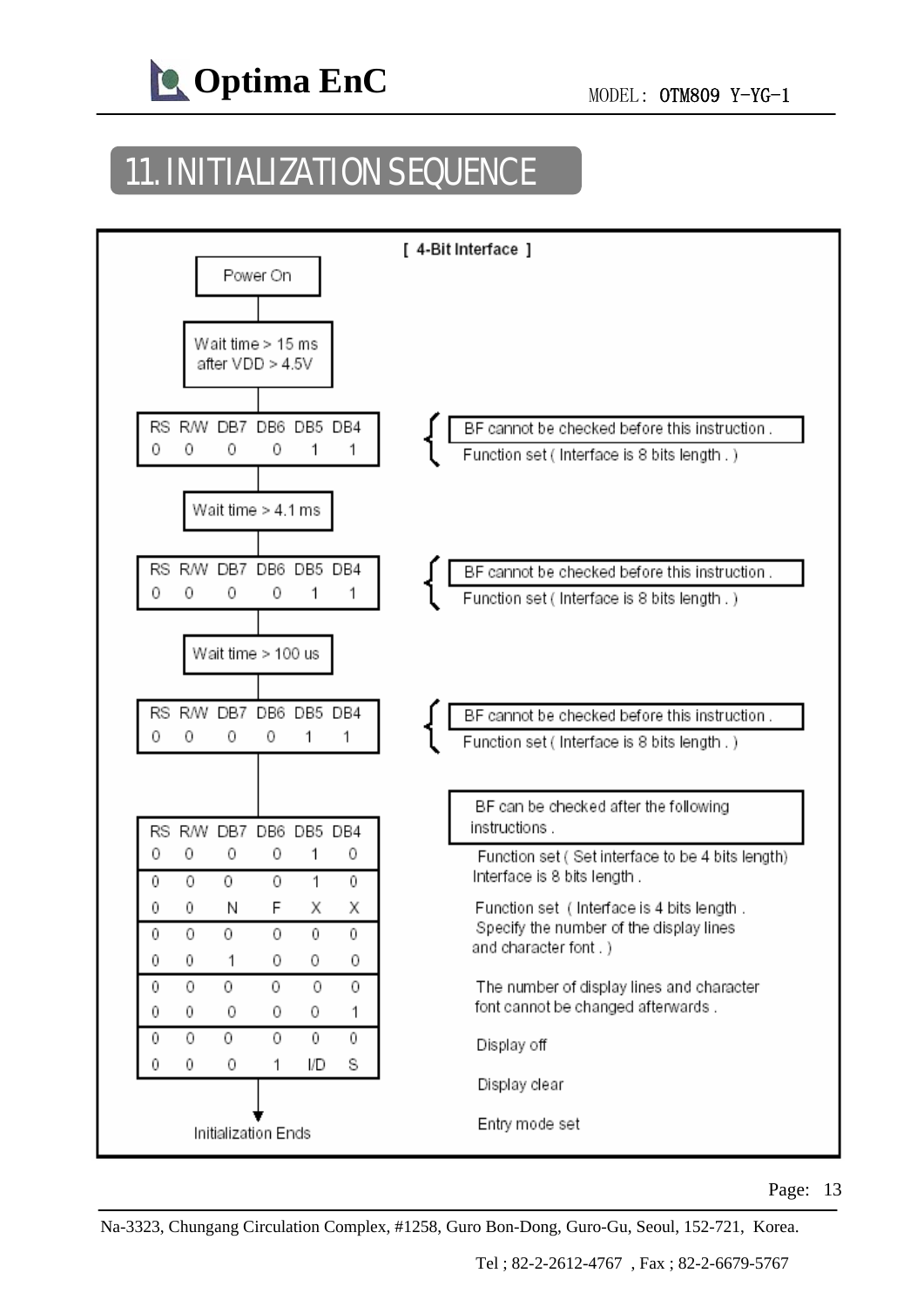## 11. INITIALIZATION SEQUENCE

**[ 4-Bit Interface ]**

Power On

↓

Wait time > 15 ms after VDD > 4.5V

↓

| RS | R/W | DB7 | DB6 | DB5 | DB4 |
|---|---|---|---|---|---|
| 0 | 0 | 0 | 0 | 1 | 1 |

BF cannot be checked before this instruction.
Function set ( Interface is 8 bits length. )

↓

Wait time > 4.1 ms

↓

| RS | R/W | DB7 | DB6 | DB5 | DB4 |
|---|---|---|---|---|---|
| 0 | 0 | 0 | 0 | 1 | 1 |

BF cannot be checked before this instruction.
Function set ( Interface is 8 bits length. )

↓

Wait time > 100 us

↓

| RS | R/W | DB7 | DB6 | DB5 | DB4 |
|---|---|---|---|---|---|
| 0 | 0 | 0 | 0 | 1 | 1 |

BF cannot be checked before this instruction.
Function set ( Interface is 8 bits length. )

↓

BF can be checked after the following instructions.

| RS | R/W | DB7 | DB6 | DB5 | DB4 |
|---|---|---|---|---|---|
| 0 | 0 | 0 | 0 | 1 | 0 |
| 0 | 0 | 0 | 0 | 1 | 0 |
| 0 | 0 | N | F | X | X |
| 0 | 0 | 0 | 0 | 0 | 0 |
| 0 | 0 | 1 | 0 | 0 | 0 |
| 0 | 0 | 0 | 0 | 0 | 0 |
| 0 | 0 | 0 | 0 | 0 | 1 |
| 0 | 0 | 0 | 0 | 0 | 0 |
| 0 | 0 | 0 | 1 | I/D | S |

Function set ( Set interface to be 4 bits length) Interface is 8 bits length.

Function set ( Interface is 4 bits length. Specify the number of the display lines and character font. )

The number of display lines and character font cannot be changed afterwards.

Display off

Display clear

Entry mode set

↓

Initialization Ends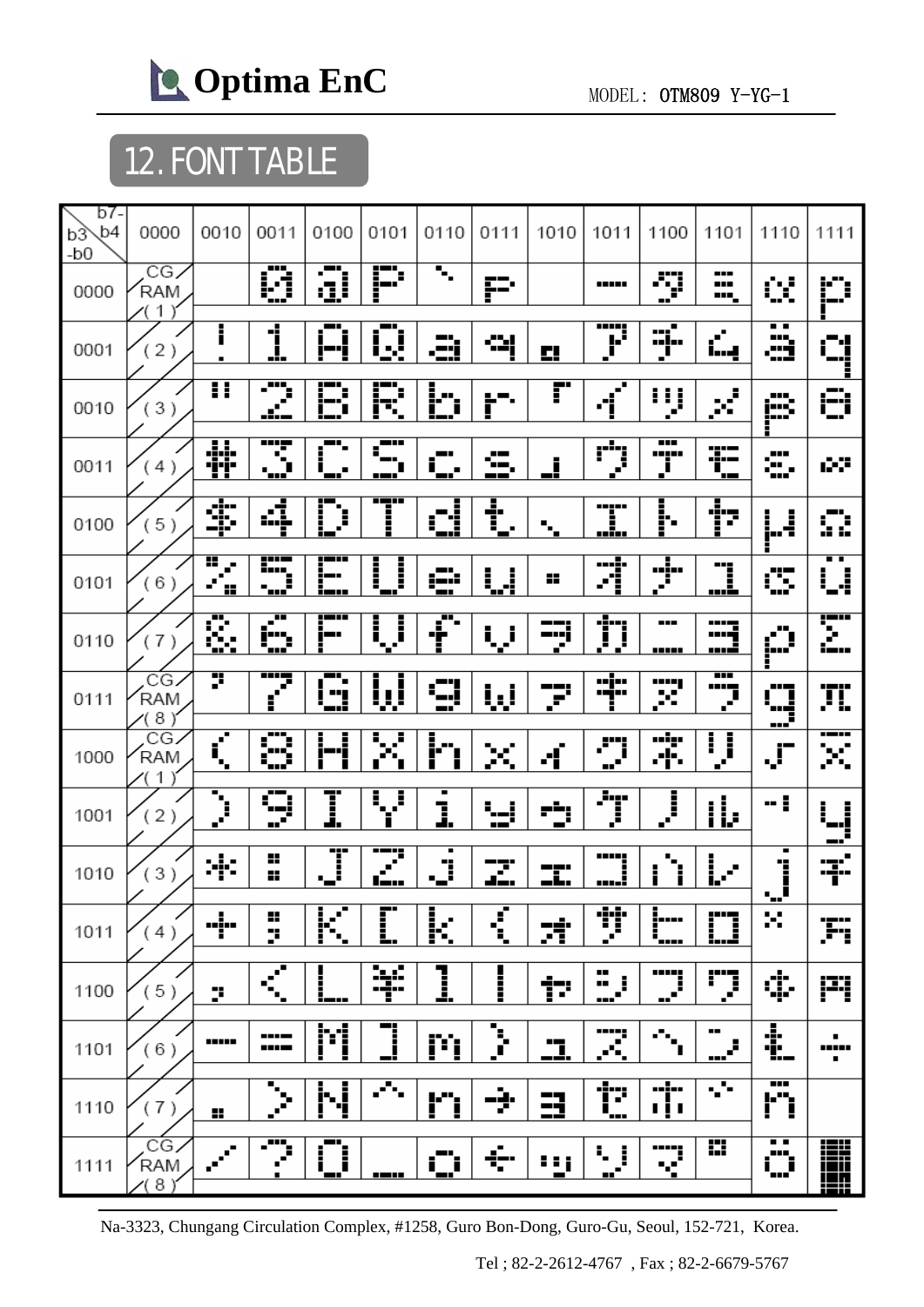## 12. FONT TABLE

| b7-b4 / b3-b0 | 0000 | 0010 | 0011 | 0100 | 0101 | 0110 | 0111 | 1010 | 1011 | 1100 | 1101 | 1110 | 1111 |
|---|---|---|---|---|---|---|---|---|---|---|---|---|---|
| 0000 | CG RAM (1) | | 0 | @ | P | ` | p | | ー | タ | ミ | α | p |
| 0001 | (2) | ! | 1 | A | Q | a | q | 。 | ア | チ | ム | ä | q |
| 0010 | (3) | " | 2 | B | R | b | r | 「 | イ | ツ | メ | β | θ |
| 0011 | (4) | # | 3 | C | S | c | s | 」 | ウ | テ | モ | ε | ∞ |
| 0100 | (5) | $ | 4 | D | T | d | t | 、 | エ | ト | ヤ | μ | Ω |
| 0101 | (6) | % | 5 | E | U | e | u | ・ | オ | ナ | ユ | σ | ü |
| 0110 | (7) | & | 6 | F | V | f | v | ヲ | カ | ニ | ヨ | ρ | Σ |
| 0111 | CG RAM (8) | ' | 7 | G | W | g | w | ァ | キ | ヌ | ラ | g | π |
| 1000 | CG RAM (1) | ( | 8 | H | X | h | x | ィ | ク | ネ | リ | √ | x̄ |
| 1001 | (2) | ) | 9 | I | Y | i | y | ゥ | ケ | ノ | ル | ⁻¹ | y |
| 1010 | (3) | * | : | J | Z | j | z | ェ | コ | ハ | レ | j | 千 |
| 1011 | (4) | + | ; | K | [ | k | { | ォ | サ | ヒ | ロ | ˣ | 万 |
| 1100 | (5) | , | < | L | ¥ | l | \| | ャ | シ | フ | ワ | ¢ | 円 |
| 1101 | (6) | - | = | M | ] | m | } | ュ | ス | ヘ | ン | £ | ÷ |
| 1110 | (7) | . | > | N | ^ | n | → | ョ | セ | ホ | ゛ | ñ | |
| 1111 | CG RAM (8) | / | ? | O | _ | o | ← | ッ | ソ | マ | ゜ | ö | █ |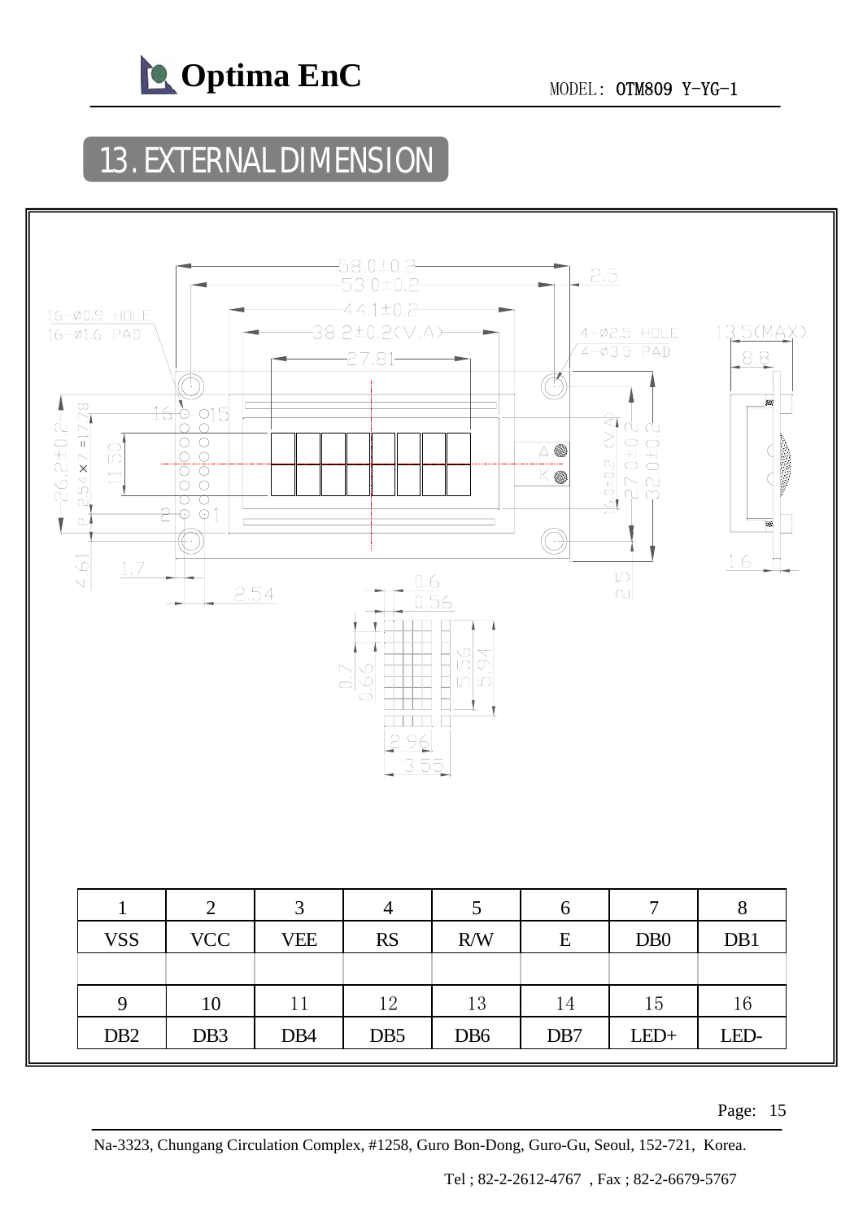## 13. EXTERNAL DIMENSION

| 1 | 2 | 3 | 4 | 5 | 6 | 7 | 8 |
|---|---|---|---|---|---|---|---|
| VSS | VCC | VEE | RS | R/W | E | DB0 | DB1 |
| | | | | | | | |
| 9 | 10 | 11 | 12 | 13 | 14 | 15 | 16 |
| DB2 | DB3 | DB4 | DB5 | DB6 | DB7 | LED+ | LED- |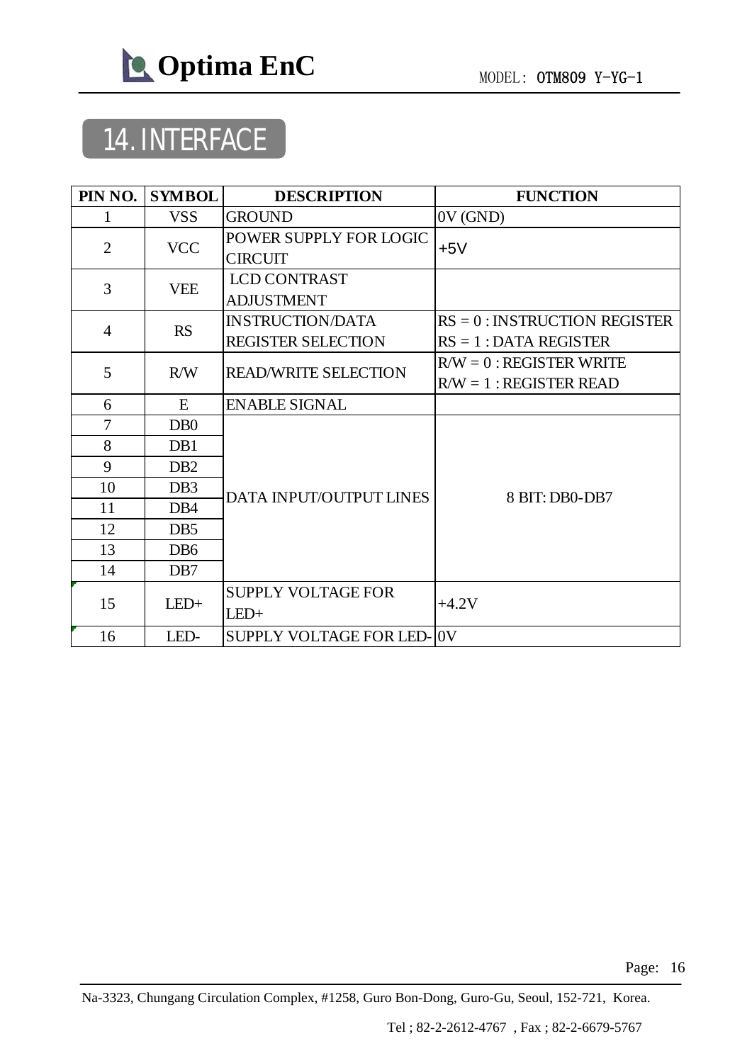## 14. INTERFACE

| PIN NO. | SYMBOL | DESCRIPTION | FUNCTION |
|---|---|---|---|
| 1 | VSS | GROUND | 0V (GND) |
| 2 | VCC | POWER SUPPLY FOR LOGIC CIRCUIT | +5V |
| 3 | VEE | LCD CONTRAST ADJUSTMENT | |
| 4 | RS | INSTRUCTION/DATA REGISTER SELECTION | RS = 0 : INSTRUCTION REGISTER<br>RS = 1 : DATA REGISTER |
| 5 | R/W | READ/WRITE SELECTION | R/W = 0 : REGISTER WRITE<br>R/W = 1 : REGISTER READ |
| 6 | E | ENABLE SIGNAL | |
| 7 | DB0 | DATA INPUT/OUTPUT LINES | 8 BIT: DB0-DB7 |
| 8 | DB1 | | |
| 9 | DB2 | | |
| 10 | DB3 | | |
| 11 | DB4 | | |
| 12 | DB5 | | |
| 13 | DB6 | | |
| 14 | DB7 | | |
| 15 | LED+ | SUPPLY VOLTAGE FOR LED+ | +4.2V |
| 16 | LED- | SUPPLY VOLTAGE FOR LED- | 0V |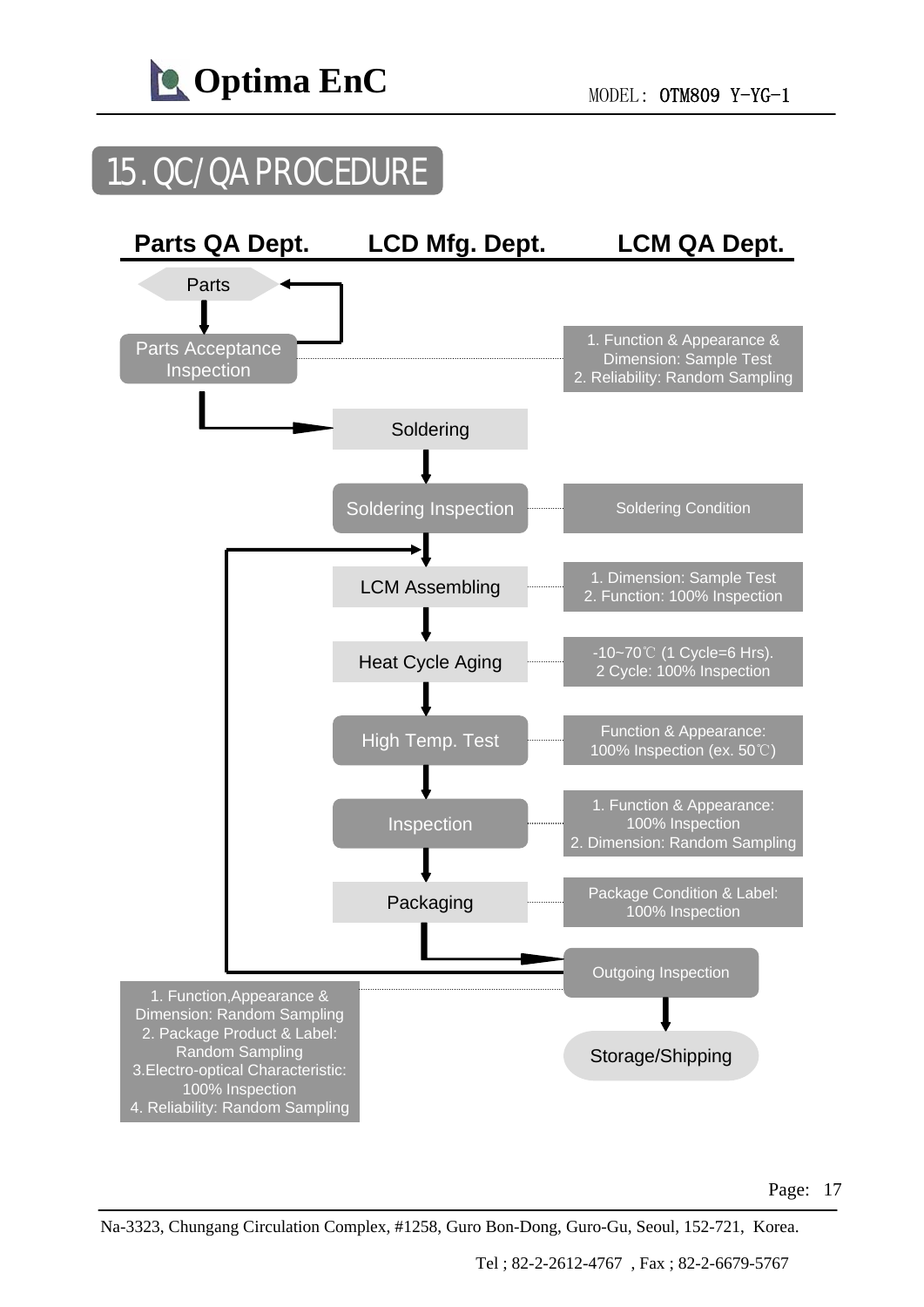# 15. QC/QA PROCEDURE

| Parts QA Dept. | LCD Mfg. Dept. | LCM QA Dept. |
|---|---|---|
| Parts | | |
| Parts Acceptance Inspection | | 1. Function & Appearance & Dimension: Sample Test<br>2. Reliability: Random Sampling |
| | Soldering | |
| | Soldering Inspection | Soldering Condition |
| | LCM Assembling | 1. Dimension: Sample Test<br>2. Function: 100% Inspection |
| | Heat Cycle Aging | -10~70℃ (1 Cycle=6 Hrs).<br>2 Cycle: 100% Inspection |
| | High Temp. Test | Function & Appearance:<br>100% Inspection (ex. 50℃) |
| | Inspection | 1. Function & Appearance:<br>100% Inspection<br>2. Dimension: Random Sampling |
| | Packaging | Package Condition & Label:<br>100% Inspection |
| 1. Function,Appearance & Dimension: Random Sampling<br>2. Package Product & Label: Random Sampling<br>3.Electro-optical Characteristic: 100% Inspection<br>4. Reliability: Random Sampling | | Outgoing Inspection |
| | | Storage/Shipping |

Flow: Parts → Parts Acceptance Inspection (rejected parts return to Parts) → Soldering → Soldering Inspection → LCM Assembling → Heat Cycle Aging → High Temp. Test → Inspection → Packaging → Outgoing Inspection (rejected lots return to LCM Assembling) → Storage/Shipping

Na-3323, Chungang Circulation Complex, #1258, Guro Bon-Dong, Guro-Gu, Seoul, 152-721, Korea.

Tel ; 82-2-2612-4767 , Fax ; 82-2-6679-5767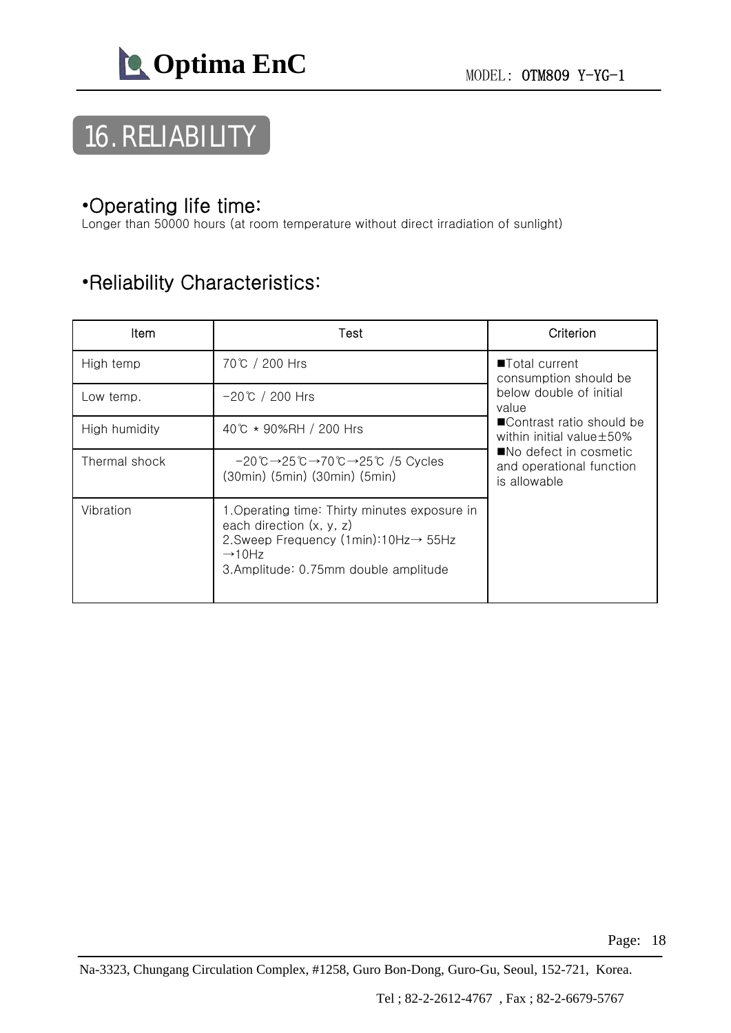# 16. RELIABILITY

## •Operating life time:

Longer than 50000 hours (at room temperature without direct irradiation of sunlight)

## •Reliability Characteristics:

| Item | Test | Criterion |
|---|---|---|
| High temp | 70℃ / 200 Hrs | ■Total current consumption should be below double of initial value<br>■Contrast ratio should be within initial value±50%<br>■No defect in cosmetic and operational function is allowable |
| Low temp. | -20℃ / 200 Hrs | |
| High humidity | 40℃ * 90%RH / 200 Hrs | |
| Thermal shock | -20℃→25℃→70℃→25℃ /5 Cycles<br>(30min) (5min) (30min) (5min) | |
| Vibration | 1.Operating time: Thirty minutes exposure in each direction (x, y, z)<br>2.Sweep Frequency (1min):10Hz→ 55Hz →10Hz<br>3.Amplitude: 0.75mm double amplitude | |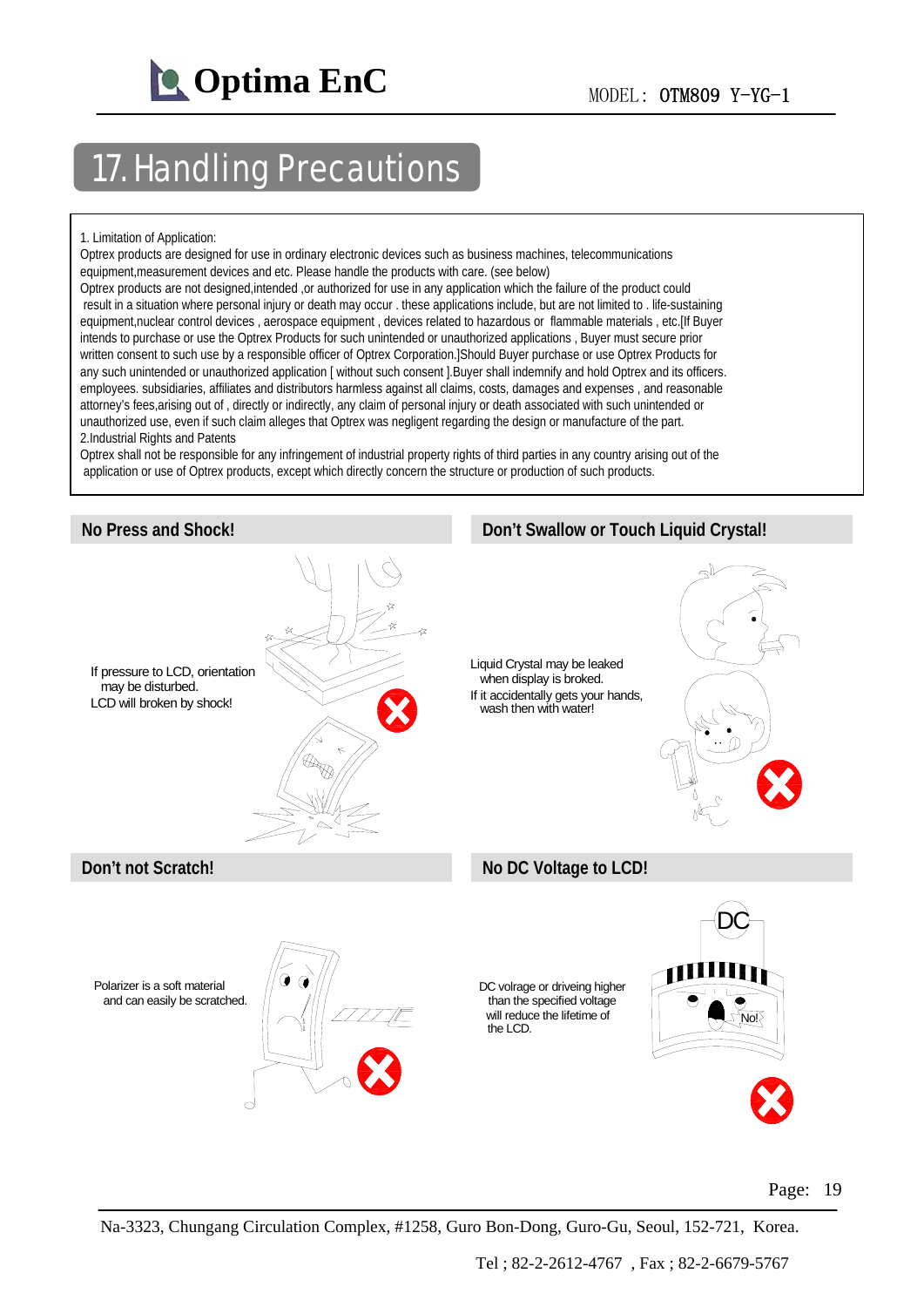## 17. Handling Precautions

1. Limitation of Application:
Optrex products are designed for use in ordinary electronic devices such as business machines, telecommunications equipment,measurement devices and etc. Please handle the products with care. (see below)
Optrex products are not designed,intended ,or authorized for use in any application which the failure of the product could result in a situation where personal injury or death may occur . these applications include, but are not limited to . life-sustaining equipment,nuclear control devices , aerospace equipment , devices related to hazardous or flammable materials , etc.[If Buyer intends to purchase or use the Optrex Products for such unintended or unauthorized applications , Buyer must secure prior written consent to such use by a responsible officer of Optrex Corporation.]Should Buyer purchase or use Optrex Products for any such unintended or unauthorized application [ without such consent ].Buyer shall indemnify and hold Optrex and its officers. employees. subsidiaries, affiliates and distributors harmless against all claims, costs, damages and expenses , and reasonable attorney's fees,arising out of , directly or indirectly, any claim of personal injury or death associated with such unintended or unauthorized use, even if such claim alleges that Optrex was negligent regarding the design or manufacture of the part.
2.Industrial Rights and Patents
Optrex shall not be responsible for any infringement of industrial property rights of third parties in any country arising out of the application or use of Optrex products, except which directly concern the structure or production of such products.

### No Press and Shock!

If pressure to LCD, orientation may be disturbed.
LCD will broken by shock!

### Don't Swallow or Touch Liquid Crystal!

Liquid Crystal may be leaked when display is broked.
If it accidentally gets your hands, wash then with water!

### Don't not Scratch!

Polarizer is a soft material and can easily be scratched.

### No DC Voltage to LCD!

DC volrage or driveing higher than the specified voltage will reduce the lifetime of the LCD.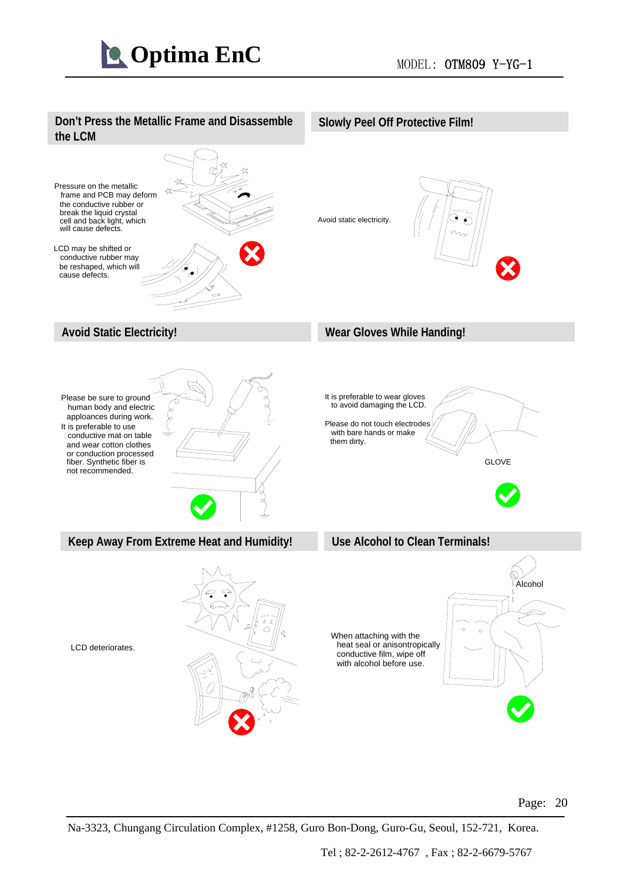## Don't Press the Metallic Frame and Disassemble the LCM

Pressure on the metallic frame and PCB may deform the conductive rubber or break the liquid crystal cell and back light, which will cause defects.

LCD may be shifted or conductive rubber may be reshaped, which will cause defects.

## Slowly Peel Off Protective Film!

Avoid static electricity.

## Avoid Static Electricity!

Please be sure to ground human body and electric apploances during work.
It is preferable to use conductive mat on table and wear cotton clothes or conduction processed fiber. Synthetic fiber is not recommended.

## Wear Gloves While Handing!

It is preferable to wear gloves to avoid damaging the LCD.

Please do not touch electrodes with bare hands or make them dirty.

GLOVE

## Keep Away From Extreme Heat and Humidity!

LCD deteriorates.

## Use Alcohol to Clean Terminals!

Alcohol

When attaching with the heat seal or anisontropically conductive film, wipe off with alcohol before use.

Na-3323, Chungang Circulation Complex, #1258, Guro Bon-Dong, Guro-Gu, Seoul, 152-721, Korea.

Tel ; 82-2-2612-4767 , Fax ; 82-2-6679-5767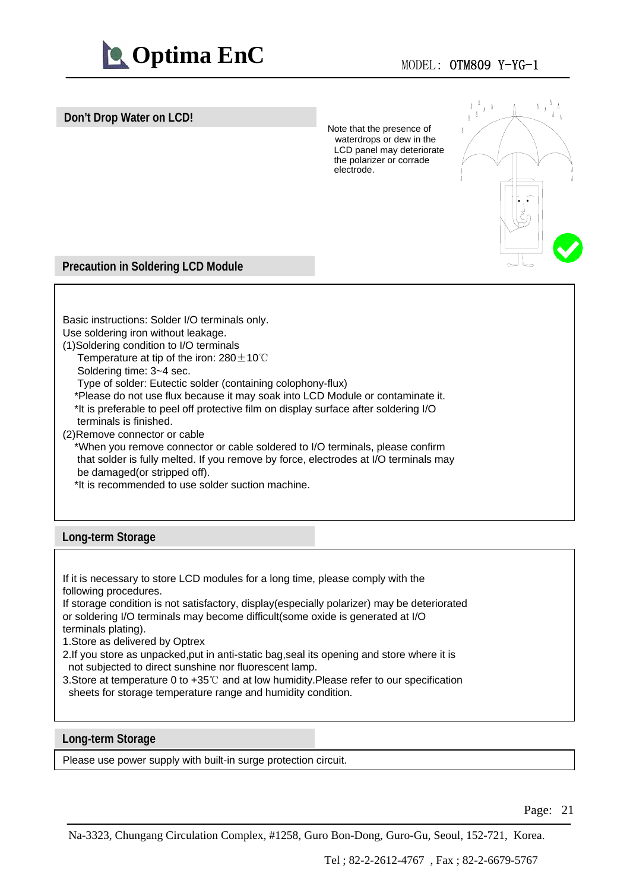## Don't Drop Water on LCD!

Note that the presence of waterdrops or dew in the LCD panel may deteriorate the polarizer or corrade electrode.

## Precaution in Soldering LCD Module

Basic instructions: Solder I/O terminals only.
Use soldering iron without leakage.
(1)Soldering condition to I/O terminals
  Temperature at tip of the iron: 280±10℃
  Soldering time: 3~4 sec.
  Type of solder: Eutectic solder (containing colophony-flux)
  *Please do not use flux because it may soak into LCD Module or contaminate it.
  *It is preferable to peel off protective film on display surface after soldering I/O terminals is finished.
(2)Remove connector or cable
  *When you remove connector or cable soldered to I/O terminals, please confirm that solder is fully melted. If you remove by force, electrodes at I/O terminals may be damaged(or stripped off).
  *It is recommended to use solder suction machine.

## Long-term Storage

If it is necessary to store LCD modules for a long time, please comply with the following procedures.
If storage condition is not satisfactory, display(especially polarizer) may be deteriorated or soldering I/O terminals may become difficult(some oxide is generated at I/O terminals plating).
1.Store as delivered by Optrex
2.If you store as unpacked,put in anti-static bag,seal its opening and store where it is not subjected to direct sunshine nor fluorescent lamp.
3.Store at temperature 0 to +35℃ and at low humidity.Please refer to our specification sheets for storage temperature range and humidity condition.

## Long-term Storage

Please use power supply with built-in surge protection circuit.